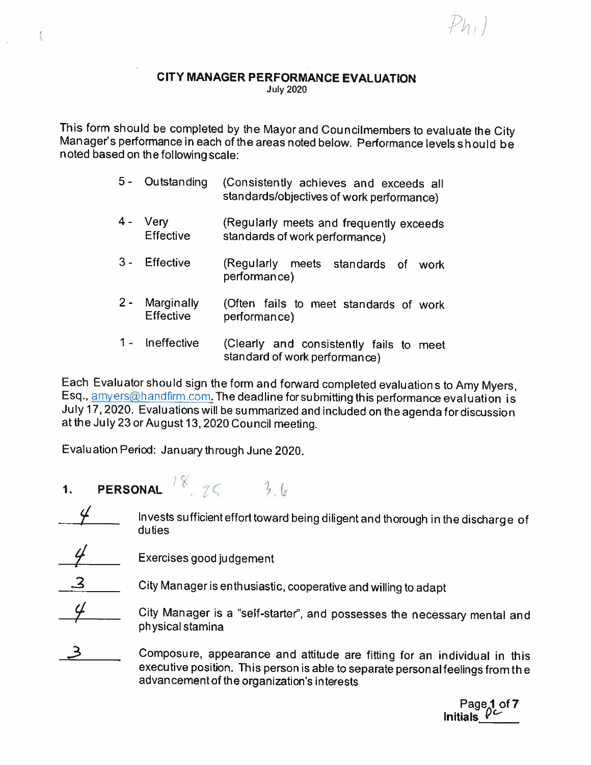Phil

**CITY MANAGER PERFORMANCE EVALUATION**
July 2020

This form should be completed by the Mayor and Councilmembers to evaluate the City Manager's performance in each of the areas noted below. Performance levels should be noted based on the following scale:

| | | |
|---|---|---|
| 5 - | Outstanding | (Consistently achieves and exceeds all standards/objectives of work performance) |
| 4 - | Very Effective | (Regularly meets and frequently exceeds standards of work performance) |
| 3 - | Effective | (Regularly meets standards of work performance) |
| 2 - | Marginally Effective | (Often fails to meet standards of work performance) |
| 1 - | Ineffective | (Clearly and consistently fails to meet standard of work performance) |

Each Evaluator should sign the form and forward completed evaluations to Amy Myers, Esq., amyers@handfirm.com. The deadline for submitting this performance evaluation is July 17, 2020. Evaluations will be summarized and included on the agenda for discussion at the July 23 or August 13, 2020 Council meeting.

Evaluation Period: January through June 2020.

## 1. PERSONAL 18, 25 3.6

| Rating | Criterion |
|---|---|
| 4 | Invests sufficient effort toward being diligent and thorough in the discharge of duties |
| 4 | Exercises good judgement |
| 3 | City Manager is enthusiastic, cooperative and willing to adapt |
| 4 | City Manager is a "self-starter", and possesses the necessary mental and physical stamina |
| 3 | Composure, appearance and attitude are fitting for an individual in this executive position. This person is able to separate personal feelings from the advancement of the organization's interests |

Initials PC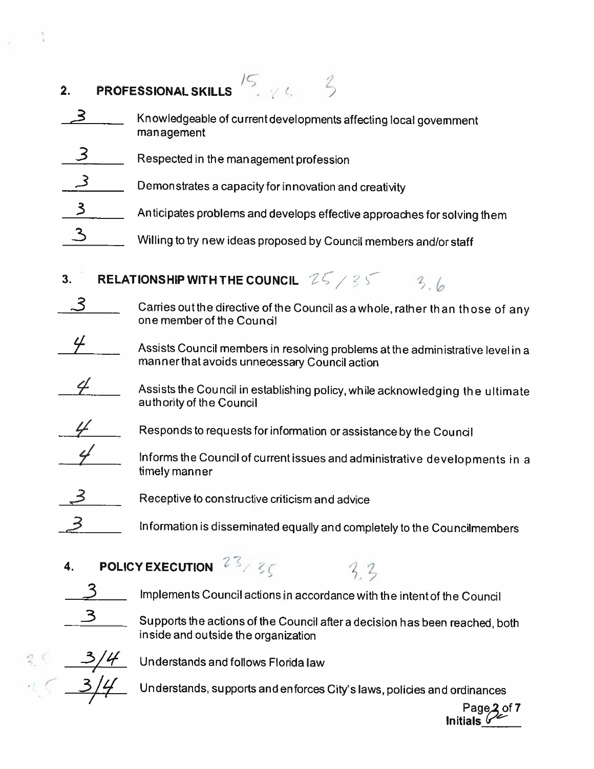## 2. PROFESSIONAL SKILLS 15 / 25 3

- 3 — Knowledgeable of current developments affecting local government management
- 3 — Respected in the management profession
- 3 — Demonstrates a capacity for innovation and creativity
- 3 — Anticipates problems and develops effective approaches for solving them
- 3 — Willing to try new ideas proposed by Council members and/or staff

## 3. RELATIONSHIP WITH THE COUNCIL 25 / 35 3.6

- 3 — Carries out the directive of the Council as a whole, rather than those of any one member of the Council
- 4 — Assists Council members in resolving problems at the administrative level in a manner that avoids unnecessary Council action
- 4 — Assists the Council in establishing policy, while acknowledging the ultimate authority of the Council
- 4 — Responds to requests for information or assistance by the Council
- 4 — Informs the Council of current issues and administrative developments in a timely manner
- 3 — Receptive to constructive criticism and advice
- 3 — Information is disseminated equally and completely to the Councilmembers

## 4. POLICY EXECUTION 23 / 35 3.3

- 3 — Implements Council actions in accordance with the intent of the Council
- 3 — Supports the actions of the Council after a decision has been reached, both inside and outside the organization
- 3.5 3/4 — Understands and follows Florida law
- 3.5 3/4 — Understands, supports and enforces City's laws, policies and ordinances

Initials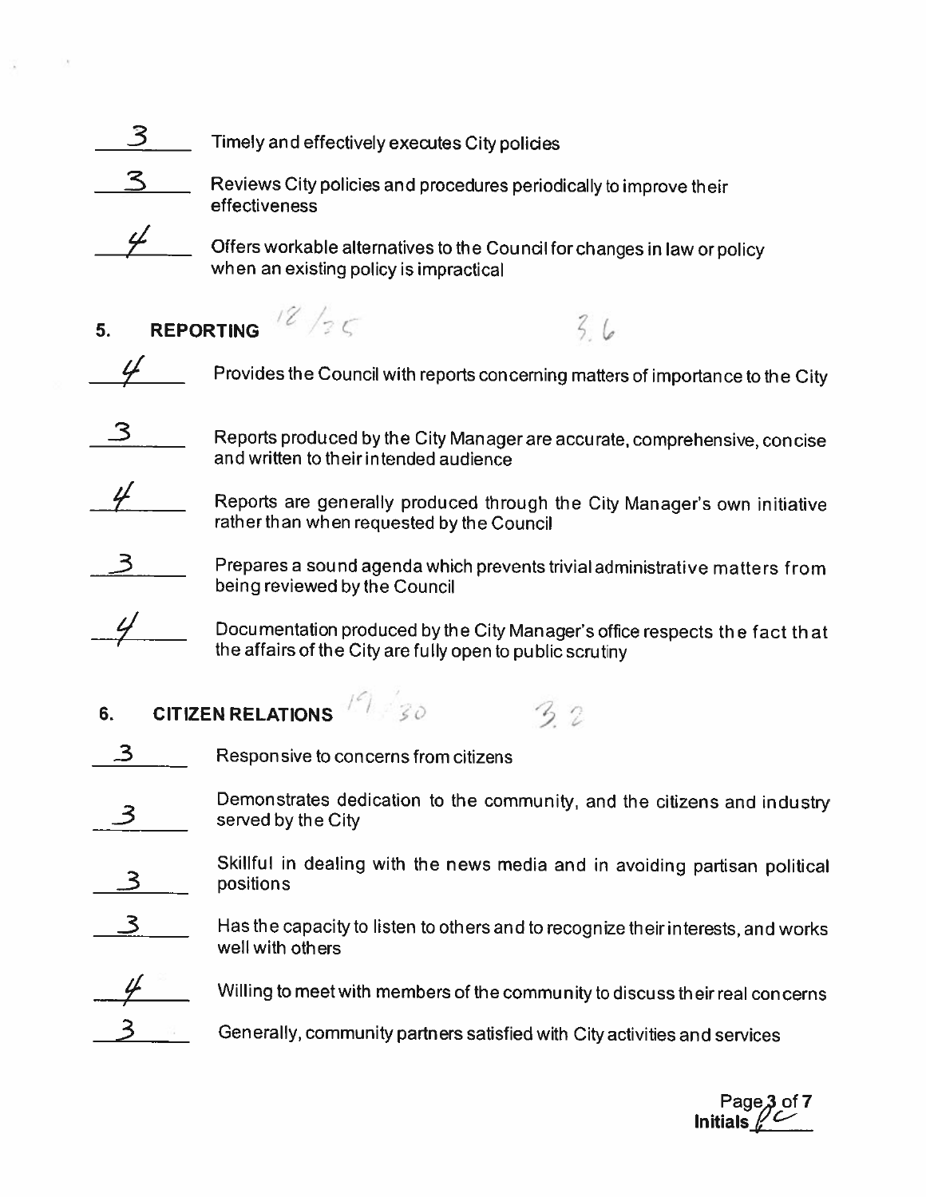3 Timely and effectively executes City policies

3 Reviews City policies and procedures periodically to improve their effectiveness

4 Offers workable alternatives to the Council for changes in law or policy when an existing policy is impractical

## 5. REPORTING 18/25 3.6

4 Provides the Council with reports concerning matters of importance to the City

3 Reports produced by the City Manager are accurate, comprehensive, concise and written to their intended audience

4 Reports are generally produced through the City Manager's own initiative rather than when requested by the Council

3 Prepares a sound agenda which prevents trivial administrative matters from being reviewed by the Council

4 Documentation produced by the City Manager's office respects the fact that the affairs of the City are fully open to public scrutiny

## 6. CITIZEN RELATIONS 19/30 3.2

3 Responsive to concerns from citizens

3 Demonstrates dedication to the community, and the citizens and industry served by the City

3 Skillful in dealing with the news media and in avoiding partisan political positions

3 Has the capacity to listen to others and to recognize their interests, and works well with others

4 Willing to meet with members of the community to discuss their real concerns

3 Generally, community partners satisfied with City activities and services

Initials PC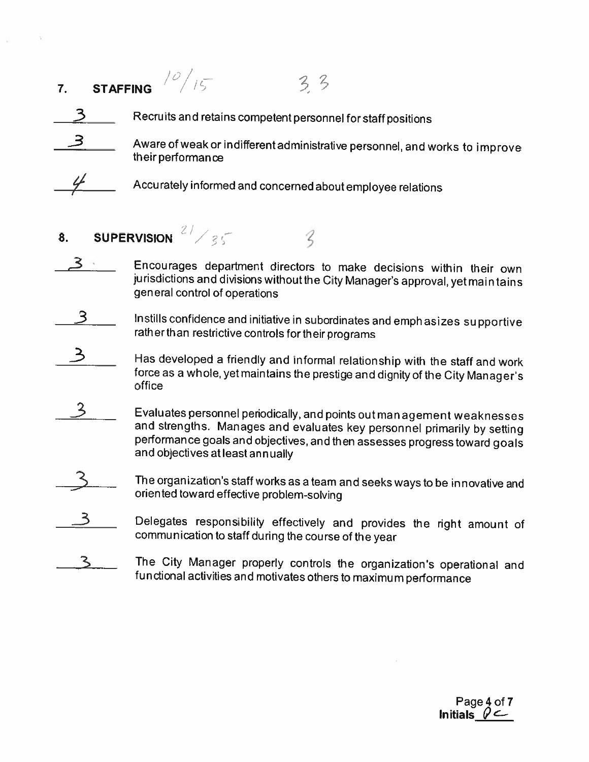## 7. STAFFING 10/15 3.3

**3** Recruits and retains competent personnel for staff positions

**3** Aware of weak or indifferent administrative personnel, and works to improve their performance

**4** Accurately informed and concerned about employee relations

## 8. SUPERVISION 21/35 3

**3** Encourages department directors to make decisions within their own jurisdictions and divisions without the City Manager's approval, yet maintains general control of operations

**3** Instills confidence and initiative in subordinates and emphasizes supportive rather than restrictive controls for their programs

**3** Has developed a friendly and informal relationship with the staff and work force as a whole, yet maintains the prestige and dignity of the City Manager's office

**3** Evaluates personnel periodically, and points out management weaknesses and strengths. Manages and evaluates key personnel primarily by setting performance goals and objectives, and then assesses progress toward goals and objectives at least annually

**3** The organization's staff works as a team and seeks ways to be innovative and oriented toward effective problem-solving

**3** Delegates responsibility effectively and provides the right amount of communication to staff during the course of the year

**3** The City Manager properly controls the organization's operational and functional activities and motivates others to maximum performance

Initials ___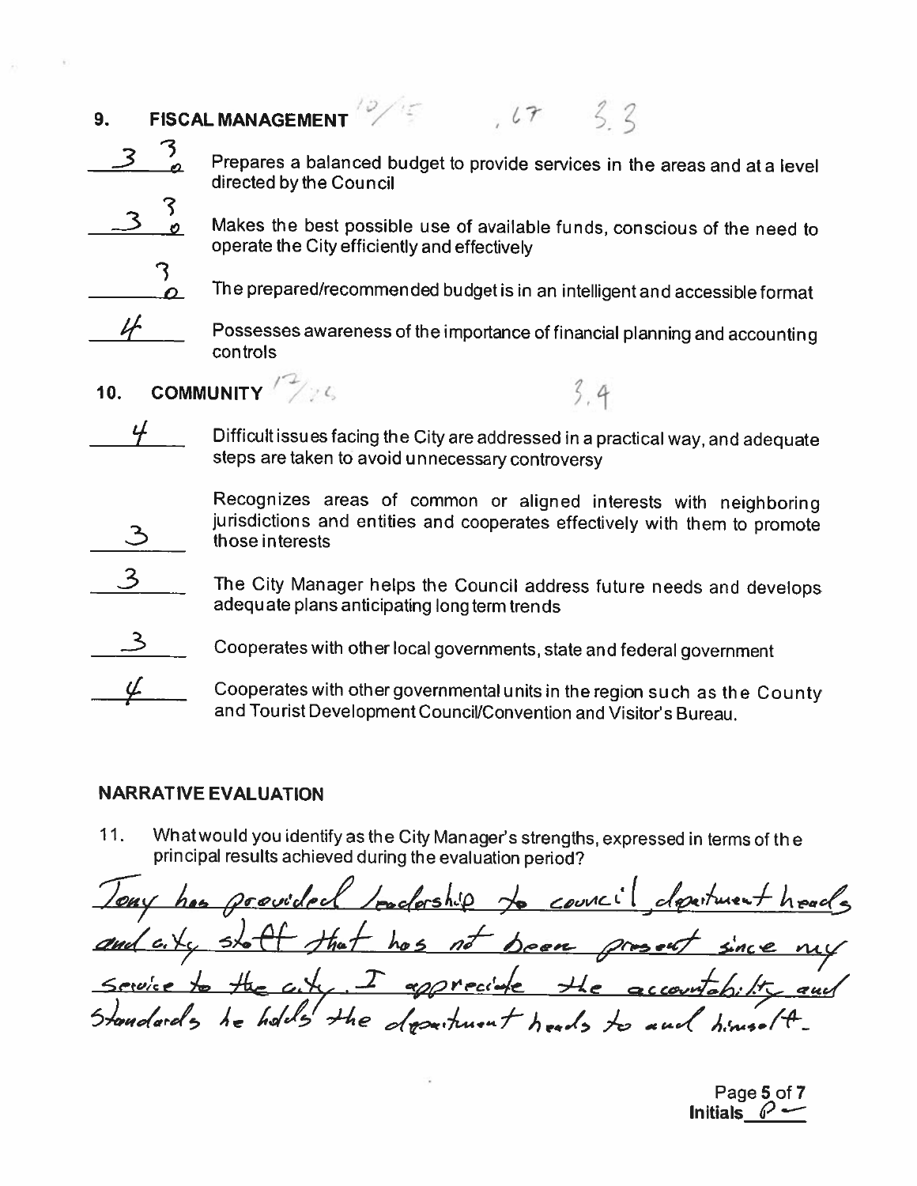## 9. FISCAL MANAGEMENT 10/15 .67 3.3

3 3/0 Prepares a balanced budget to provide services in the areas and at a level directed by the Council

3 3/0 Makes the best possible use of available funds, conscious of the need to operate the City efficiently and effectively

3/0 The prepared/recommended budget is in an intelligent and accessible format

4 Possesses awareness of the importance of financial planning and accounting controls

## 10. COMMUNITY 17/25 3.4

4 Difficult issues facing the City are addressed in a practical way, and adequate steps are taken to avoid unnecessary controversy

3 Recognizes areas of common or aligned interests with neighboring jurisdictions and entities and cooperates effectively with them to promote those interests

3 The City Manager helps the Council address future needs and develops adequate plans anticipating long term trends

3 Cooperates with other local governments, state and federal government

4 Cooperates with other governmental units in the region such as the County and Tourist Development Council/Convention and Visitor's Bureau.

### NARRATIVE EVALUATION

11. What would you identify as the City Manager's strengths, expressed in terms of the principal results achieved during the evaluation period?

Tony has provided leadership to council, department heads and city staff that has not been present since my service to the city. I appreciate the accountability and standards he holds the department heads to and himself.

Initials P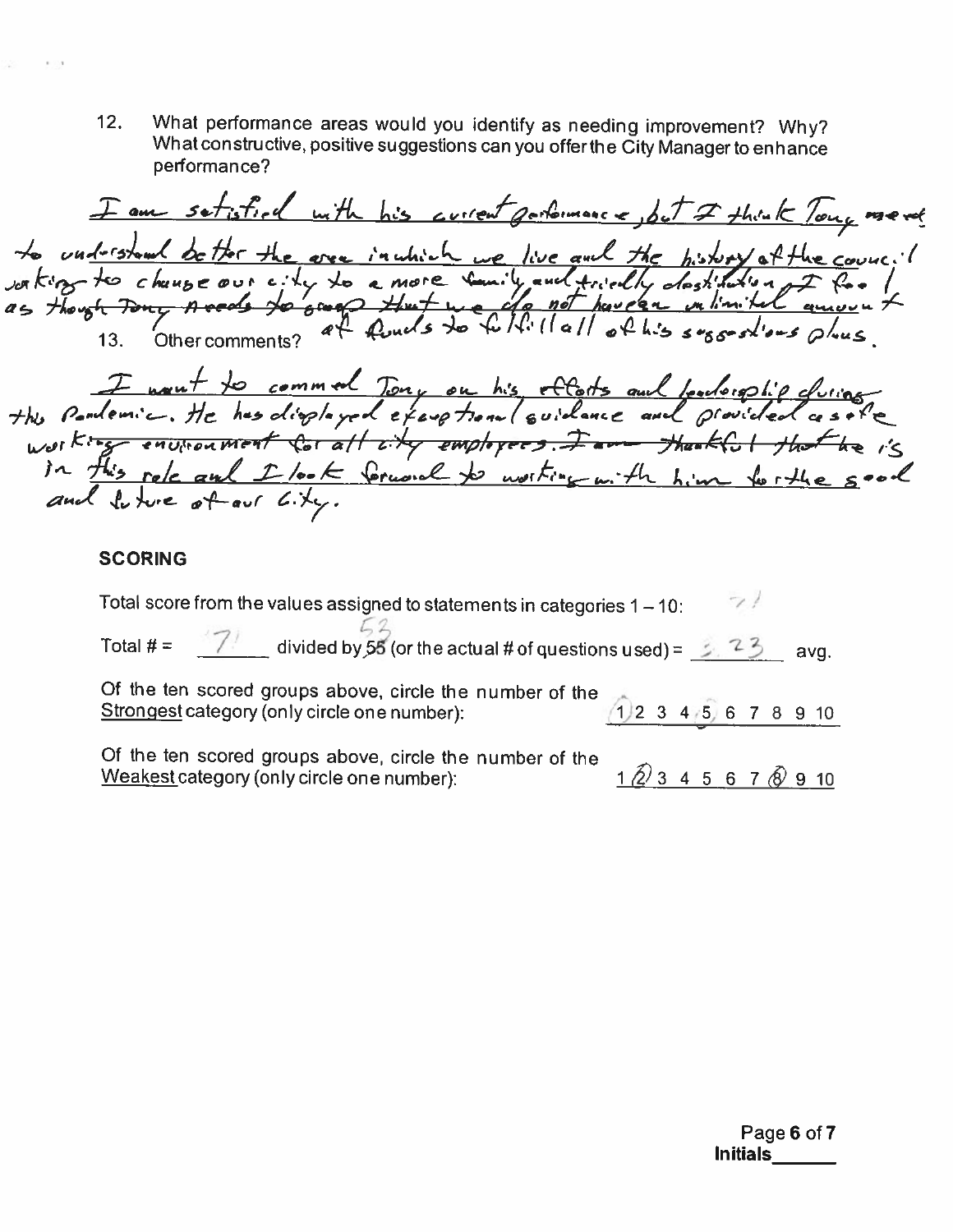12. What performance areas would you identify as needing improvement? Why? What constructive, positive suggestions can you offer the City Manager to enhance performance?

I am satisfied with his current performance, but I think Tony need to understand better the area in which we live and the history of the council working to change our city to a more family and friendly destination. I feel as though Tony needs to grasp that we do not have an unlimited amount of funds to fulfill all of his suggestions plans.

13. Other comments?

I want to commend Tony on his efforts and leadership during the Pandemic. He has displayed exceptional guidance and provided a safe working environment for all city employees. I am thankful that he is in this role and I look forward to working with him for the good and future of our City.

**SCORING**

Total score from the values assigned to statements in categories 1 – 10: 71

Total # = 71 divided by ~~55~~ 53 (or the actual # of questions used) = 1.23 avg.

Of the ten scored groups above, circle the number of the Strongest category (only circle one number): (1) 2 3 4 (5) 6 7 8 9 10

Of the ten scored groups above, circle the number of the Weakest category (only circle one number): 1 (2) 3 4 5 6 7 (8) 9 10

Initials______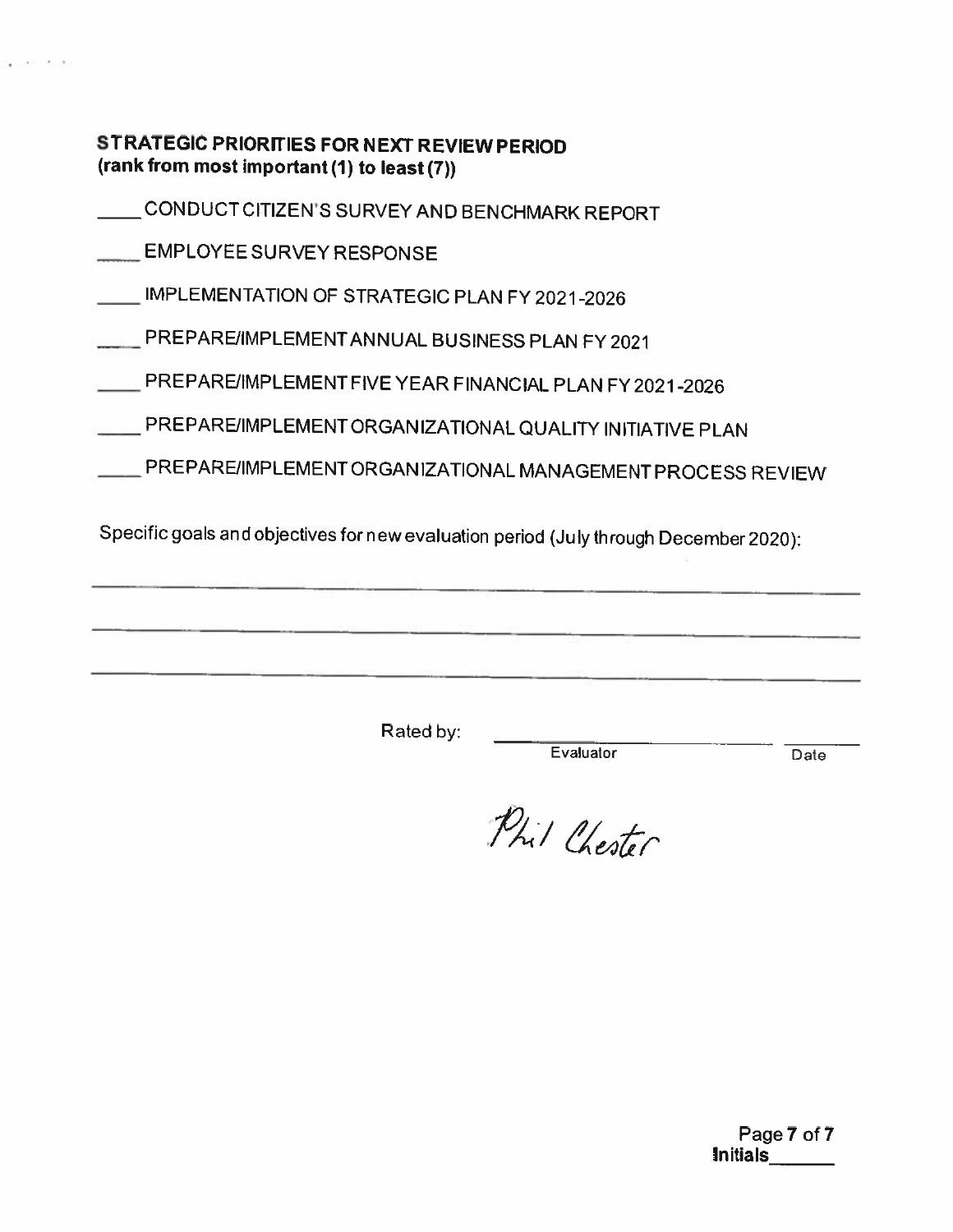**STRATEGIC PRIORITIES FOR NEXT REVIEW PERIOD**
**(rank from most important (1) to least (7))**

____ CONDUCT CITIZEN'S SURVEY AND BENCHMARK REPORT

____ EMPLOYEE SURVEY RESPONSE

____ IMPLEMENTATION OF STRATEGIC PLAN FY 2021-2026

____ PREPARE/IMPLEMENT ANNUAL BUSINESS PLAN FY 2021

____ PREPARE/IMPLEMENT FIVE YEAR FINANCIAL PLAN FY 2021-2026

____ PREPARE/IMPLEMENT ORGANIZATIONAL QUALITY INITIATIVE PLAN

____ PREPARE/IMPLEMENT ORGANIZATIONAL MANAGEMENT PROCESS REVIEW

Specific goals and objectives for new evaluation period (July through December 2020):

______________________________________________________________________

______________________________________________________________________

______________________________________________________________________

Rated by: ______________________________ ________
Evaluator Date

Phil Chester

Initials______